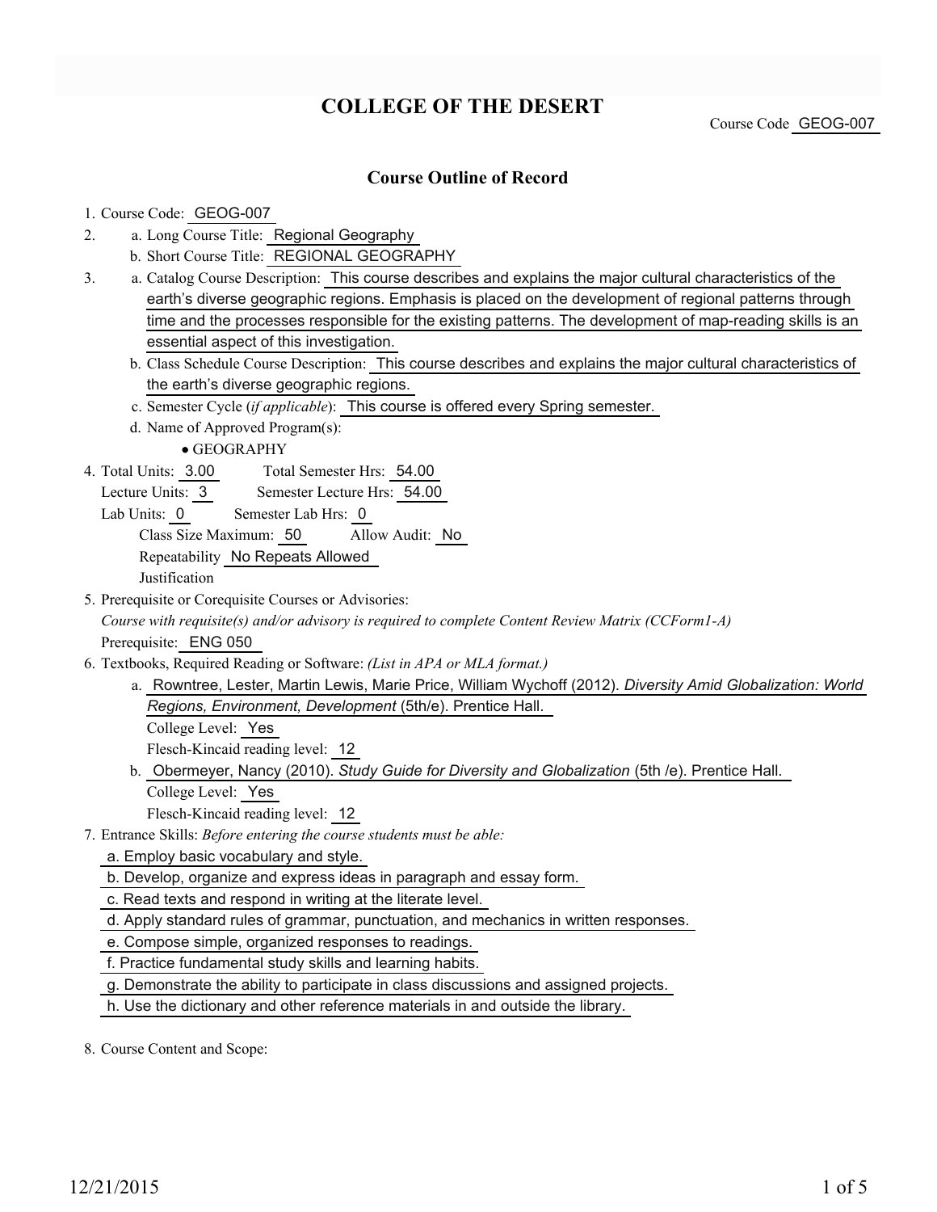# COLLEGE OF THE DESERT

Course Code GEOG-007

## Course Outline of Record

1. Course Code: GEOG-007
2. a. Long Course Title: Regional Geography
   b. Short Course Title: REGIONAL GEOGRAPHY
3. a. Catalog Course Description: This course describes and explains the major cultural characteristics of the earth's diverse geographic regions. Emphasis is placed on the development of regional patterns through time and the processes responsible for the existing patterns. The development of map-reading skills is an essential aspect of this investigation.
   b. Class Schedule Course Description: This course describes and explains the major cultural characteristics of the earth's diverse geographic regions.
   c. Semester Cycle (*if applicable*): This course is offered every Spring semester.
   d. Name of Approved Program(s):
      - GEOGRAPHY
4. Total Units: 3.00    Total Semester Hrs: 54.00
   Lecture Units: 3    Semester Lecture Hrs: 54.00
   Lab Units: 0    Semester Lab Hrs: 0
   Class Size Maximum: 50    Allow Audit: No
   Repeatability No Repeats Allowed
   Justification
5. Prerequisite or Corequisite Courses or Advisories:
   *Course with requisite(s) and/or advisory is required to complete Content Review Matrix (CCForm1-A)*
   Prerequisite: ENG 050
6. Textbooks, Required Reading or Software: *(List in APA or MLA format.)*
   a. Rowntree, Lester, Martin Lewis, Marie Price, William Wychoff (2012). *Diversity Amid Globalization: World Regions, Environment, Development* (5th/e). Prentice Hall.
      College Level: Yes
      Flesch-Kincaid reading level: 12
   b. Obermeyer, Nancy (2010). *Study Guide for Diversity and Globalization* (5th /e). Prentice Hall.
      College Level: Yes
      Flesch-Kincaid reading level: 12
7. Entrance Skills: *Before entering the course students must be able:*
   a. Employ basic vocabulary and style.
   b. Develop, organize and express ideas in paragraph and essay form.
   c. Read texts and respond in writing at the literate level.
   d. Apply standard rules of grammar, punctuation, and mechanics in written responses.
   e. Compose simple, organized responses to readings.
   f. Practice fundamental study skills and learning habits.
   g. Demonstrate the ability to participate in class discussions and assigned projects.
   h. Use the dictionary and other reference materials in and outside the library.
8. Course Content and Scope: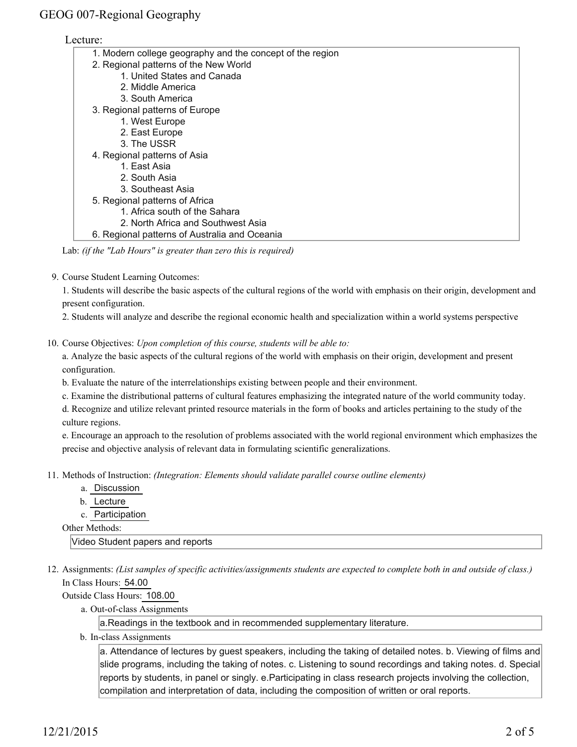Lecture:

1. Modern college geography and the concept of the region
2. Regional patterns of the New World
    1. United States and Canada
    2. Middle America
    3. South America
3. Regional patterns of Europe
    1. West Europe
    2. East Europe
    3. The USSR
4. Regional patterns of Asia
    1. East Asia
    2. South Asia
    3. Southeast Asia
5. Regional patterns of Africa
    1. Africa south of the Sahara
    2. North Africa and Southwest Asia
6. Regional patterns of Australia and Oceania

Lab: *(if the "Lab Hours" is greater than zero this is required)*

9. Course Student Learning Outcomes:

    1. Students will describe the basic aspects of the cultural regions of the world with emphasis on their origin, development and present configuration.

    2. Students will analyze and describe the regional economic health and specialization within a world systems perspective

10. Course Objectives: *Upon completion of this course, students will be able to:*

    a. Analyze the basic aspects of the cultural regions of the world with emphasis on their origin, development and present configuration.

    b. Evaluate the nature of the interrelationships existing between people and their environment.

    c. Examine the distributional patterns of cultural features emphasizing the integrated nature of the world community today.

    d. Recognize and utilize relevant printed resource materials in the form of books and articles pertaining to the study of the culture regions.

    e. Encourage an approach to the resolution of problems associated with the world regional environment which emphasizes the precise and objective analysis of relevant data in formulating scientific generalizations.

11. Methods of Instruction: *(Integration: Elements should validate parallel course outline elements)*

    a. Discussion
    b. Lecture
    c. Participation

    Other Methods:

    Video Student papers and reports

12. Assignments: *(List samples of specific activities/assignments students are expected to complete both in and outside of class.)*

    In Class Hours: 54.00

    Outside Class Hours: 108.00

    a. Out-of-class Assignments

        a.Readings in the textbook and in recommended supplementary literature.

    b. In-class Assignments

        a. Attendance of lectures by guest speakers, including the taking of detailed notes. b. Viewing of films and slide programs, including the taking of notes. c. Listening to sound recordings and taking notes. d. Special reports by students, in panel or singly. e.Participating in class research projects involving the collection, compilation and interpretation of data, including the composition of written or oral reports.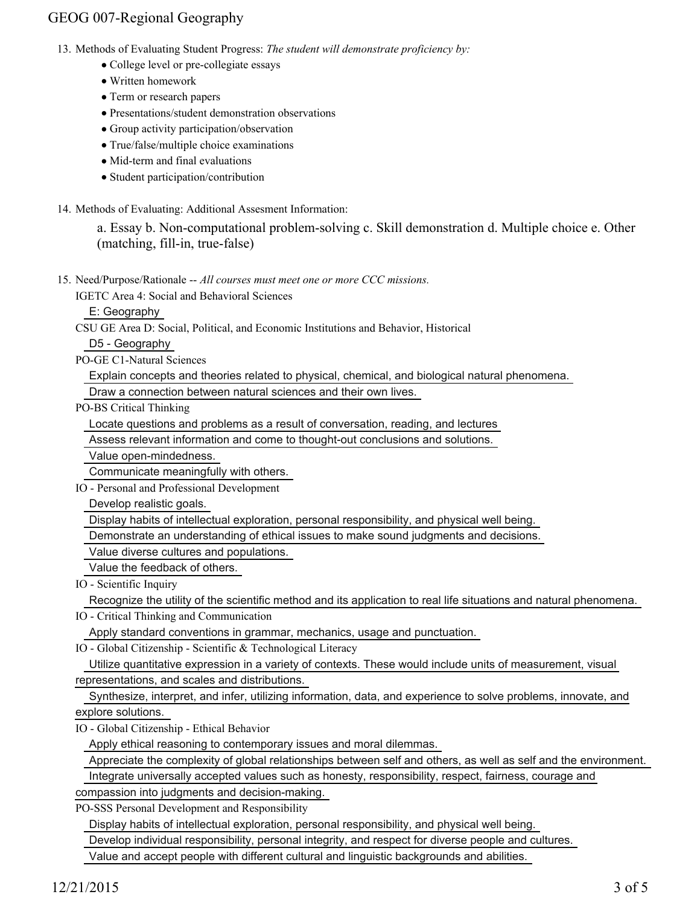13. Methods of Evaluating Student Progress: *The student will demonstrate proficiency by:*
    - College level or pre-collegiate essays
    - Written homework
    - Term or research papers
    - Presentations/student demonstration observations
    - Group activity participation/observation
    - True/false/multiple choice examinations
    - Mid-term and final evaluations
    - Student participation/contribution

14. Methods of Evaluating: Additional Assesment Information:

    a. Essay b. Non-computational problem-solving c. Skill demonstration d. Multiple choice e. Other (matching, fill-in, true-false)

15. Need/Purpose/Rationale -- *All courses must meet one or more CCC missions.*

IGETC Area 4: Social and Behavioral Sciences

E: Geography

CSU GE Area D: Social, Political, and Economic Institutions and Behavior, Historical

D5 - Geography

PO-GE C1-Natural Sciences

Explain concepts and theories related to physical, chemical, and biological natural phenomena.

Draw a connection between natural sciences and their own lives.

PO-BS Critical Thinking

Locate questions and problems as a result of conversation, reading, and lectures

Assess relevant information and come to thought-out conclusions and solutions.

Value open-mindedness.

Communicate meaningfully with others.

IO - Personal and Professional Development

Develop realistic goals.

Display habits of intellectual exploration, personal responsibility, and physical well being.

Demonstrate an understanding of ethical issues to make sound judgments and decisions.

Value diverse cultures and populations.

Value the feedback of others.

IO - Scientific Inquiry

Recognize the utility of the scientific method and its application to real life situations and natural phenomena.

IO - Critical Thinking and Communication

Apply standard conventions in grammar, mechanics, usage and punctuation.

IO - Global Citizenship - Scientific & Technological Literacy

Utilize quantitative expression in a variety of contexts. These would include units of measurement, visual representations, and scales and distributions.

Synthesize, interpret, and infer, utilizing information, data, and experience to solve problems, innovate, and explore solutions.

IO - Global Citizenship - Ethical Behavior

Apply ethical reasoning to contemporary issues and moral dilemmas.

Appreciate the complexity of global relationships between self and others, as well as self and the environment.

Integrate universally accepted values such as honesty, responsibility, respect, fairness, courage and compassion into judgments and decision-making.

PO-SSS Personal Development and Responsibility

Display habits of intellectual exploration, personal responsibility, and physical well being.

Develop individual responsibility, personal integrity, and respect for diverse people and cultures.

Value and accept people with different cultural and linguistic backgrounds and abilities.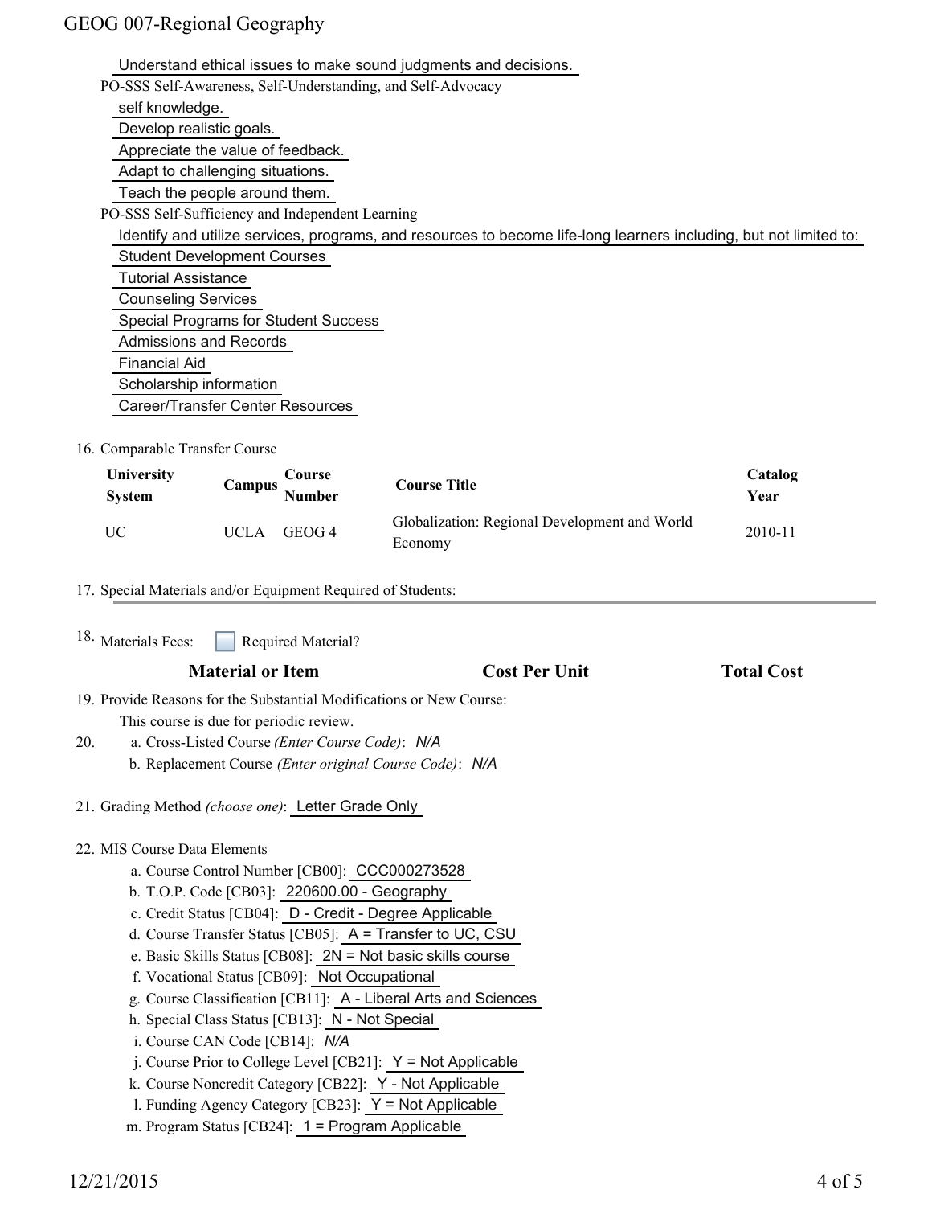Understand ethical issues to make sound judgments and decisions.

PO-SSS Self-Awareness, Self-Understanding, and Self-Advocacy

- self knowledge.
- Develop realistic goals.
- Appreciate the value of feedback.
- Adapt to challenging situations.
- Teach the people around them.

PO-SSS Self-Sufficiency and Independent Learning

Identify and utilize services, programs, and resources to become life-long learners including, but not limited to:

- Student Development Courses
- Tutorial Assistance
- Counseling Services
- Special Programs for Student Success
- Admissions and Records
- Financial Aid
- Scholarship information
- Career/Transfer Center Resources

16. Comparable Transfer Course

| University System | Campus | Course Number | Course Title | Catalog Year |
|---|---|---|---|---|
| UC | UCLA | GEOG 4 | Globalization: Regional Development and World Economy | 2010-11 |

17. Special Materials and/or Equipment Required of Students:

18. Materials Fees: ☐ Required Material?

| Material or Item | Cost Per Unit | Total Cost |
|---|---|---|

19. Provide Reasons for the Substantial Modifications or New Course:

This course is due for periodic review.

20. a. Cross-Listed Course *(Enter Course Code)*: *N/A*
    b. Replacement Course *(Enter original Course Code)*: *N/A*

21. Grading Method *(choose one)*: Letter Grade Only

22. MIS Course Data Elements
    a. Course Control Number [CB00]: CCC000273528
    b. T.O.P. Code [CB03]: 220600.00 - Geography
    c. Credit Status [CB04]: D - Credit - Degree Applicable
    d. Course Transfer Status [CB05]: A = Transfer to UC, CSU
    e. Basic Skills Status [CB08]: 2N = Not basic skills course
    f. Vocational Status [CB09]: Not Occupational
    g. Course Classification [CB11]: A - Liberal Arts and Sciences
    h. Special Class Status [CB13]: N - Not Special
    i. Course CAN Code [CB14]: *N/A*
    j. Course Prior to College Level [CB21]: Y = Not Applicable
    k. Course Noncredit Category [CB22]: Y - Not Applicable
    l. Funding Agency Category [CB23]: Y = Not Applicable
    m. Program Status [CB24]: 1 = Program Applicable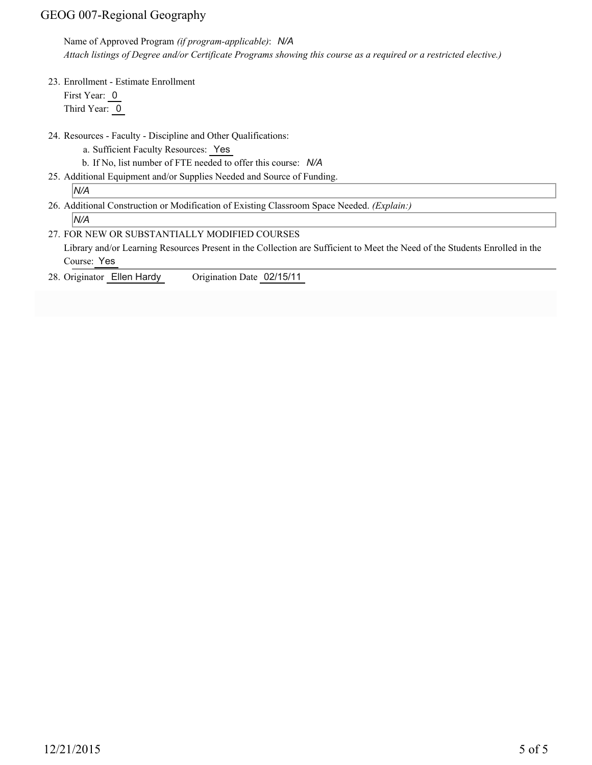Name of Approved Program *(if program-applicable)*: *N/A*

*Attach listings of Degree and/or Certificate Programs showing this course as a required or a restricted elective.)*

23. Enrollment - Estimate Enrollment

    First Year: 0

    Third Year: 0

24. Resources - Faculty - Discipline and Other Qualifications:
    a. Sufficient Faculty Resources: Yes
    b. If No, list number of FTE needed to offer this course: *N/A*

25. Additional Equipment and/or Supplies Needed and Source of Funding.

    *N/A*

26. Additional Construction or Modification of Existing Classroom Space Needed. *(Explain:)*

    *N/A*

27. FOR NEW OR SUBSTANTIALLY MODIFIED COURSES

    Library and/or Learning Resources Present in the Collection are Sufficient to Meet the Need of the Students Enrolled in the Course: Yes

28. Originator Ellen Hardy Origination Date 02/15/11